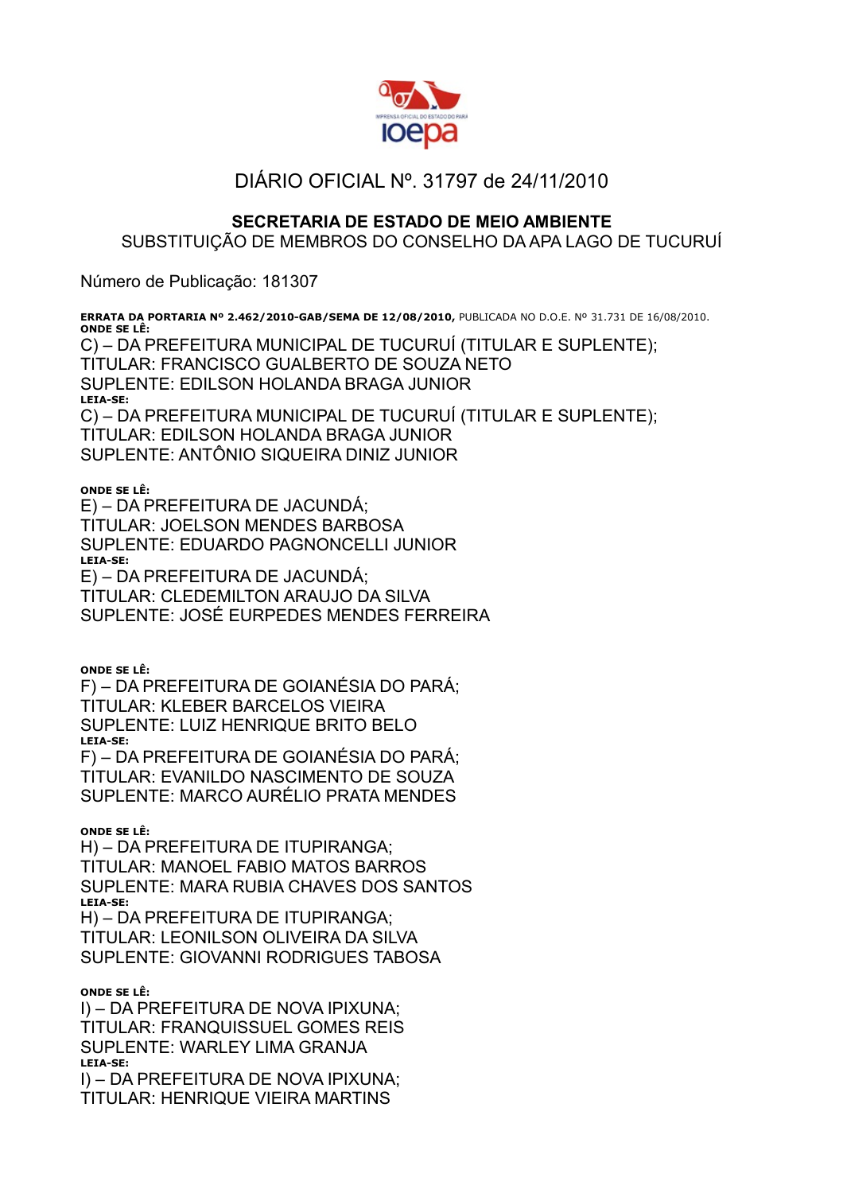# DIÁRIO OFICIAL Nº. 31797 de 24/11/2010

## SECRETARIA DE ESTADO DE MEIO AMBIENTE

SUBSTITUIÇÃO DE MEMBROS DO CONSELHO DA APA LAGO DE TUCURUÍ

Número de Publicação: 181307

**ERRATA DA PORTARIA Nº 2.462/2010-GAB/SEMA DE 12/08/2010,** PUBLICADA NO D.O.E. Nº 31.731 DE 16/08/2010.

**ONDE SE LÊ:**

C) – DA PREFEITURA MUNICIPAL DE TUCURUÍ (TITULAR E SUPLENTE);
TITULAR: FRANCISCO GUALBERTO DE SOUZA NETO
SUPLENTE: EDILSON HOLANDA BRAGA JUNIOR

**LEIA-SE:**

C) – DA PREFEITURA MUNICIPAL DE TUCURUÍ (TITULAR E SUPLENTE);
TITULAR: EDILSON HOLANDA BRAGA JUNIOR
SUPLENTE: ANTÔNIO SIQUEIRA DINIZ JUNIOR

**ONDE SE LÊ:**

E) – DA PREFEITURA DE JACUNDÁ;
TITULAR: JOELSON MENDES BARBOSA
SUPLENTE: EDUARDO PAGNONCELLI JUNIOR

**LEIA-SE:**

E) – DA PREFEITURA DE JACUNDÁ;
TITULAR: CLEDEMILTON ARAUJO DA SILVA
SUPLENTE: JOSÉ EURPEDES MENDES FERREIRA

**ONDE SE LÊ:**

F) – DA PREFEITURA DE GOIANÉSIA DO PARÁ;
TITULAR: KLEBER BARCELOS VIEIRA
SUPLENTE: LUIZ HENRIQUE BRITO BELO

**LEIA-SE:**

F) – DA PREFEITURA DE GOIANÉSIA DO PARÁ;
TITULAR: EVANILDO NASCIMENTO DE SOUZA
SUPLENTE: MARCO AURÉLIO PRATA MENDES

**ONDE SE LÊ:**

H) – DA PREFEITURA DE ITUPIRANGA;
TITULAR: MANOEL FABIO MATOS BARROS
SUPLENTE: MARA RUBIA CHAVES DOS SANTOS

**LEIA-SE:**

H) – DA PREFEITURA DE ITUPIRANGA;
TITULAR: LEONILSON OLIVEIRA DA SILVA
SUPLENTE: GIOVANNI RODRIGUES TABOSA

**ONDE SE LÊ:**

I) – DA PREFEITURA DE NOVA IPIXUNA;
TITULAR: FRANQUISSUEL GOMES REIS
SUPLENTE: WARLEY LIMA GRANJA

**LEIA-SE:**

I) – DA PREFEITURA DE NOVA IPIXUNA;
TITULAR: HENRIQUE VIEIRA MARTINS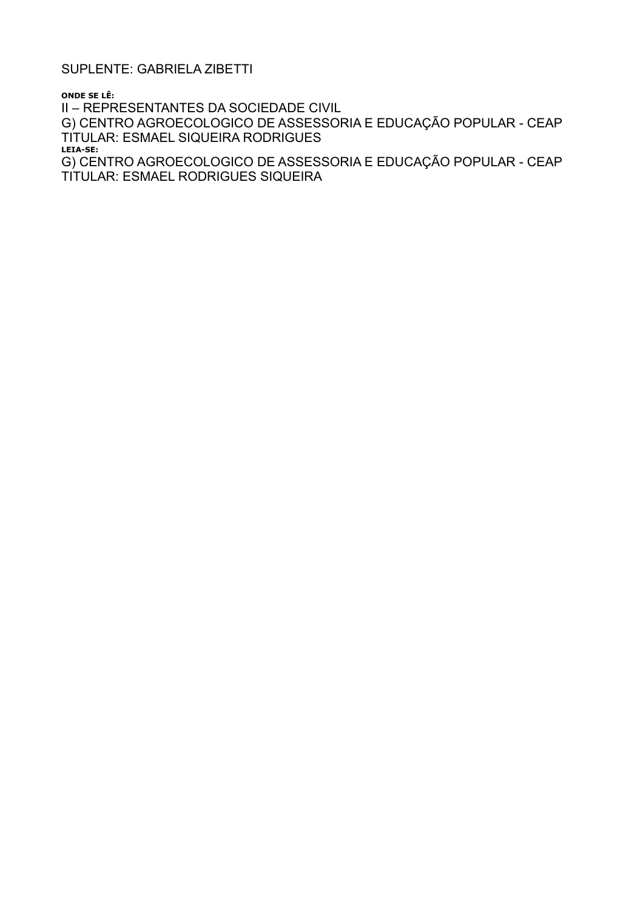SUPLENTE: GABRIELA ZIBETTI

**ONDE SE LÊ:**

II – REPRESENTANTES DA SOCIEDADE CIVIL

G) CENTRO AGROECOLOGICO DE ASSESSORIA E EDUCAÇÃO POPULAR - CEAP

TITULAR: ESMAEL SIQUEIRA RODRIGUES

**LEIA-SE:**

G) CENTRO AGROECOLOGICO DE ASSESSORIA E EDUCAÇÃO POPULAR - CEAP

TITULAR: ESMAEL RODRIGUES SIQUEIRA